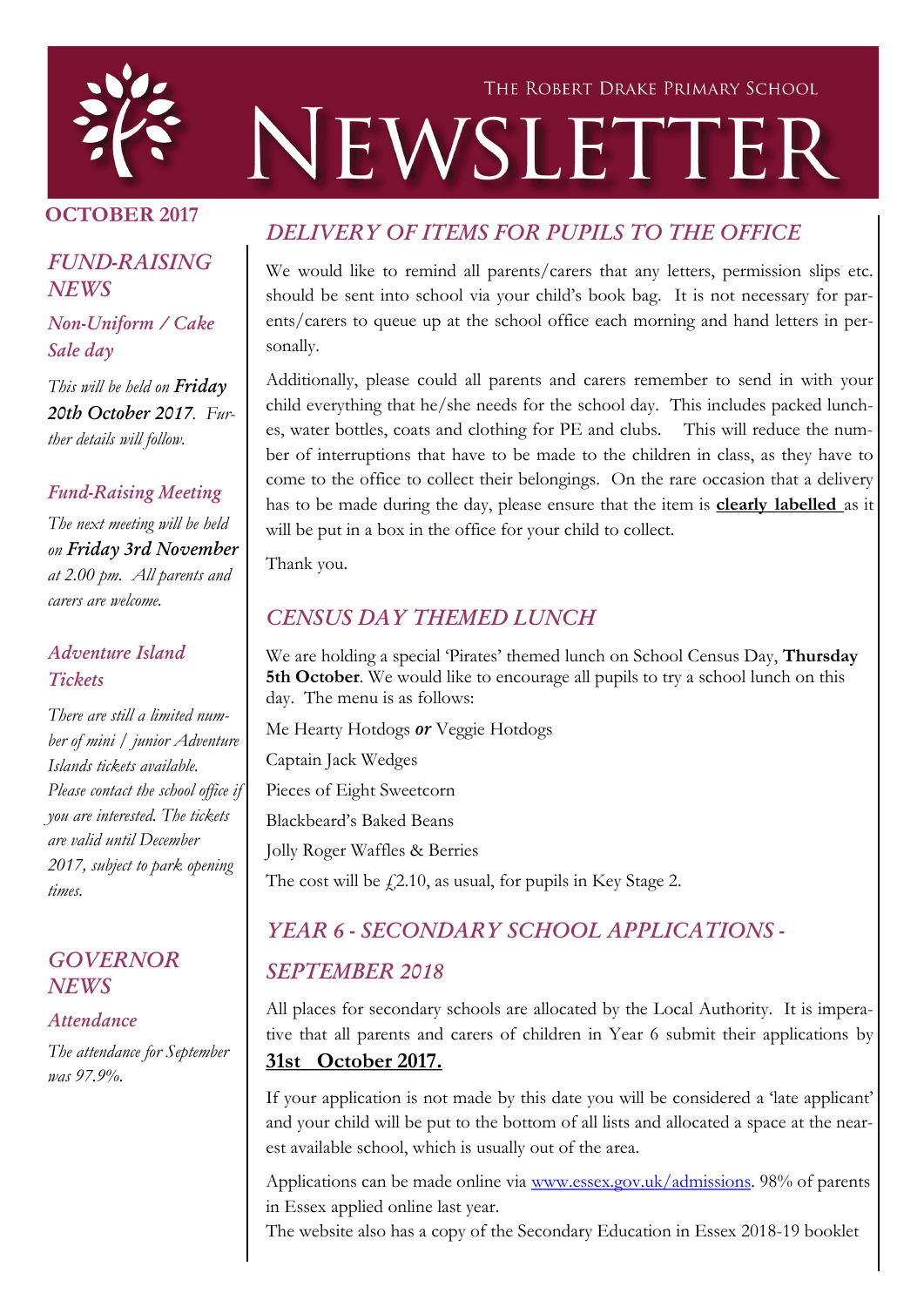The Robert Drake Primary School

# NEWSLETTER

**OCTOBER 2017**

## *FUND-RAISING NEWS*

### *Non-Uniform / Cake Sale day*

*This will be held on **Friday 20th October 2017**. Further details will follow.*

### *Fund-Raising Meeting*

*The next meeting will be held on **Friday 3rd November** at 2.00 pm. All parents and carers are welcome.*

### *Adventure Island Tickets*

*There are still a limited number of mini / junior Adventure Islands tickets available. Please contact the school office if you are interested. The tickets are valid until December 2017, subject to park opening times.*

## *GOVERNOR NEWS*

### *Attendance*

*The attendance for September was 97.9%.*

## *DELIVERY OF ITEMS FOR PUPILS TO THE OFFICE*

We would like to remind all parents/carers that any letters, permission slips etc. should be sent into school via your child's book bag. It is not necessary for parents/carers to queue up at the school office each morning and hand letters in personally.

Additionally, please could all parents and carers remember to send in with your child everything that he/she needs for the school day. This includes packed lunches, water bottles, coats and clothing for PE and clubs. This will reduce the number of interruptions that have to be made to the children in class, as they have to come to the office to collect their belongings. On the rare occasion that a delivery has to be made during the day, please ensure that the item is **clearly labelled** as it will be put in a box in the office for your child to collect.

Thank you.

## *CENSUS DAY THEMED LUNCH*

We are holding a special 'Pirates' themed lunch on School Census Day, **Thursday 5th October**. We would like to encourage all pupils to try a school lunch on this day. The menu is as follows:

Me Hearty Hotdogs ***or*** Veggie Hotdogs

Captain Jack Wedges

Pieces of Eight Sweetcorn

Blackbeard's Baked Beans

Jolly Roger Waffles & Berries

The cost will be £2.10, as usual, for pupils in Key Stage 2.

## *YEAR 6 - SECONDARY SCHOOL APPLICATIONS - SEPTEMBER 2018*

All places for secondary schools are allocated by the Local Authority. It is imperative that all parents and carers of children in Year 6 submit their applications by **31st October 2017.**

If your application is not made by this date you will be considered a 'late applicant' and your child will be put to the bottom of all lists and allocated a space at the nearest available school, which is usually out of the area.

Applications can be made online via www.essex.gov.uk/admissions. 98% of parents in Essex applied online last year.

The website also has a copy of the Secondary Education in Essex 2018-19 booklet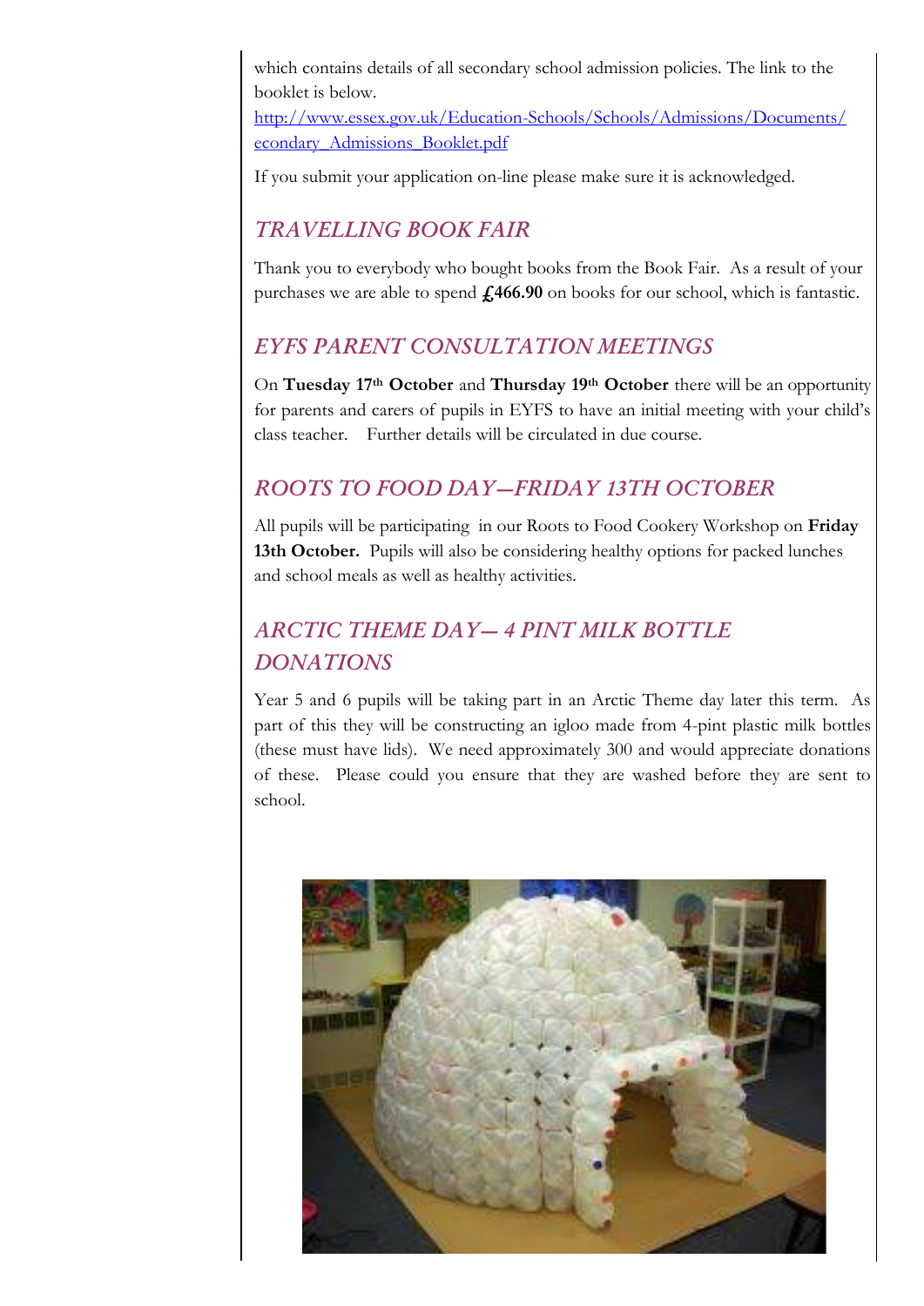which contains details of all secondary school admission policies. The link to the booklet is below.

[http://www.essex.gov.uk/Education-Schools/Schools/Admissions/Documents/econdary_Admissions_Booklet.pdf](http://www.essex.gov.uk/Education-Schools/Schools/Admissions/Documents/econdary_Admissions_Booklet.pdf)

If you submit your application on-line please make sure it is acknowledged.

## *TRAVELLING BOOK FAIR*

Thank you to everybody who bought books from the Book Fair. As a result of your purchases we are able to spend **£466.90** on books for our school, which is fantastic.

## *EYFS PARENT CONSULTATION MEETINGS*

On **Tuesday 17th October** and **Thursday 19th October** there will be an opportunity for parents and carers of pupils in EYFS to have an initial meeting with your child's class teacher. Further details will be circulated in due course.

## *ROOTS TO FOOD DAY—FRIDAY 13TH OCTOBER*

All pupils will be participating in our Roots to Food Cookery Workshop on **Friday 13th October.** Pupils will also be considering healthy options for packed lunches and school meals as well as healthy activities.

## *ARCTIC THEME DAY— 4 PINT MILK BOTTLE DONATIONS*

Year 5 and 6 pupils will be taking part in an Arctic Theme day later this term. As part of this they will be constructing an igloo made from 4-pint plastic milk bottles (these must have lids). We need approximately 300 and would appreciate donations of these. Please could you ensure that they are washed before they are sent to school.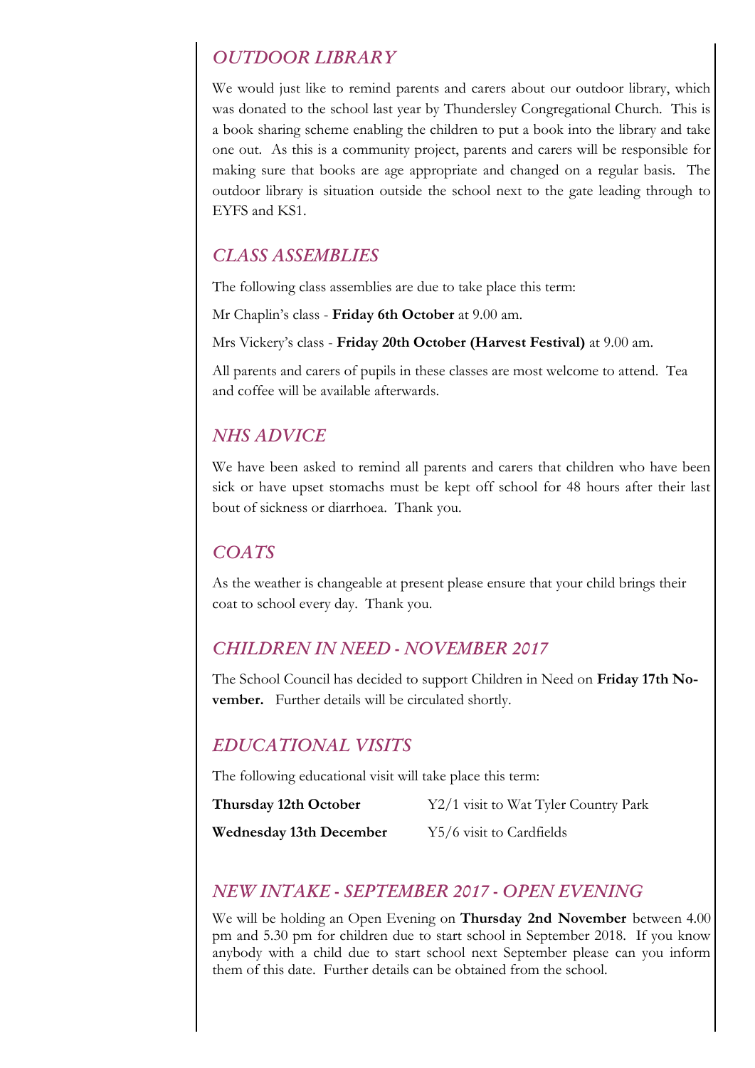## *OUTDOOR LIBRARY*

We would just like to remind parents and carers about our outdoor library, which was donated to the school last year by Thundersley Congregational Church. This is a book sharing scheme enabling the children to put a book into the library and take one out. As this is a community project, parents and carers will be responsible for making sure that books are age appropriate and changed on a regular basis. The outdoor library is situation outside the school next to the gate leading through to EYFS and KS1.

## *CLASS ASSEMBLIES*

The following class assemblies are due to take place this term:

Mr Chaplin's class - **Friday 6th October** at 9.00 am.

Mrs Vickery's class - **Friday 20th October (Harvest Festival)** at 9.00 am.

All parents and carers of pupils in these classes are most welcome to attend. Tea and coffee will be available afterwards.

## *NHS ADVICE*

We have been asked to remind all parents and carers that children who have been sick or have upset stomachs must be kept off school for 48 hours after their last bout of sickness or diarrhoea. Thank you.

## *COATS*

As the weather is changeable at present please ensure that your child brings their coat to school every day. Thank you.

## *CHILDREN IN NEED - NOVEMBER 2017*

The School Council has decided to support Children in Need on **Friday 17th November.** Further details will be circulated shortly.

## *EDUCATIONAL VISITS*

The following educational visit will take place this term:

| | |
|---|---|
| **Thursday 12th October** | Y2/1 visit to Wat Tyler Country Park |
| **Wednesday 13th December** | Y5/6 visit to Cardfields |

## *NEW INTAKE - SEPTEMBER 2017 - OPEN EVENING*

We will be holding an Open Evening on **Thursday 2nd November** between 4.00 pm and 5.30 pm for children due to start school in September 2018. If you know anybody with a child due to start school next September please can you inform them of this date. Further details can be obtained from the school.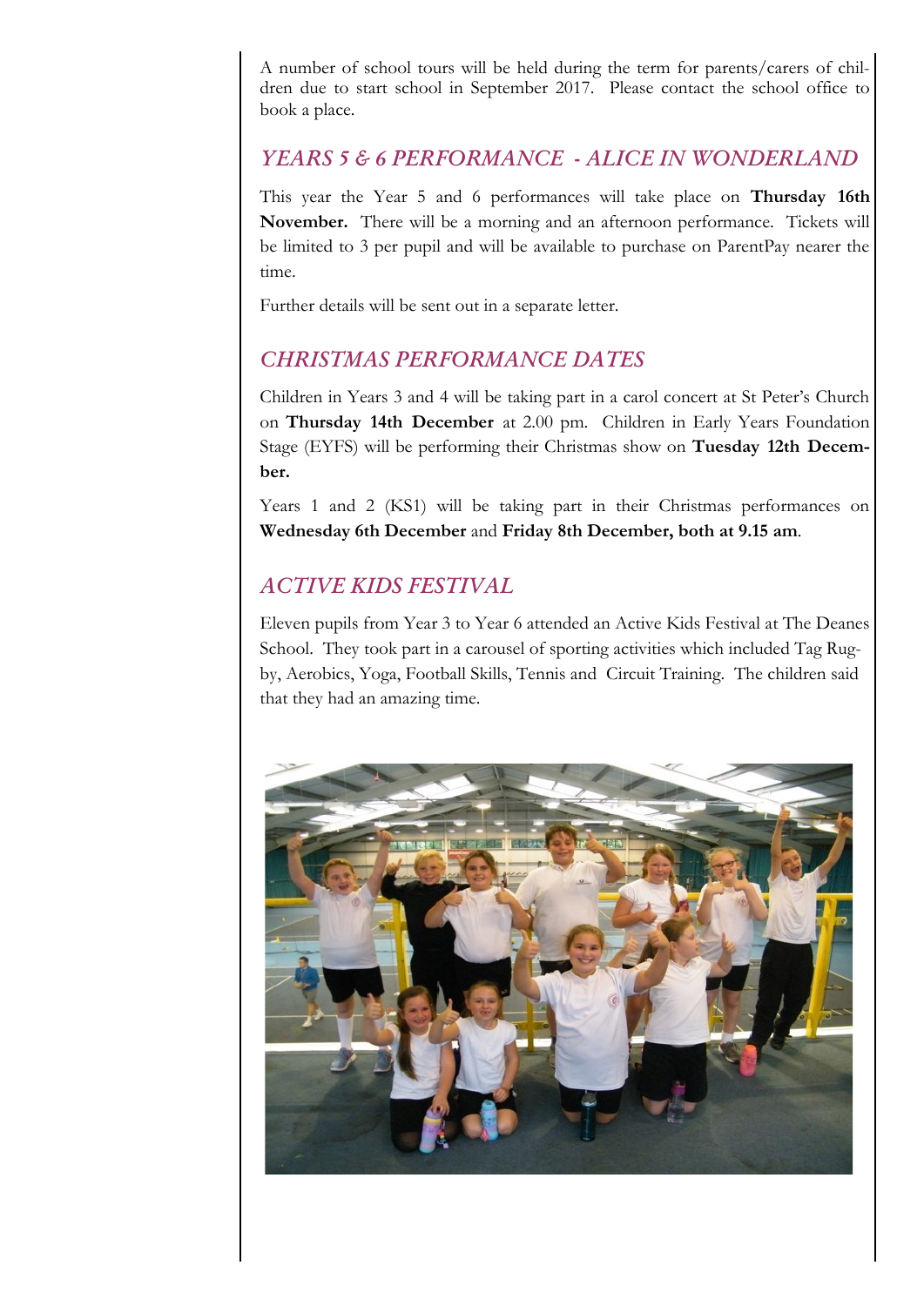A number of school tours will be held during the term for parents/carers of children due to start school in September 2017. Please contact the school office to book a place.

## *YEARS 5 & 6 PERFORMANCE - ALICE IN WONDERLAND*

This year the Year 5 and 6 performances will take place on **Thursday 16th November.** There will be a morning and an afternoon performance. Tickets will be limited to 3 per pupil and will be available to purchase on ParentPay nearer the time.

Further details will be sent out in a separate letter.

## *CHRISTMAS PERFORMANCE DATES*

Children in Years 3 and 4 will be taking part in a carol concert at St Peter's Church on **Thursday 14th December** at 2.00 pm. Children in Early Years Foundation Stage (EYFS) will be performing their Christmas show on **Tuesday 12th December.**

Years 1 and 2 (KS1) will be taking part in their Christmas performances on **Wednesday 6th December** and **Friday 8th December, both at 9.15 am**.

## *ACTIVE KIDS FESTIVAL*

Eleven pupils from Year 3 to Year 6 attended an Active Kids Festival at The Deanes School. They took part in a carousel of sporting activities which included Tag Rugby, Aerobics, Yoga, Football Skills, Tennis and Circuit Training. The children said that they had an amazing time.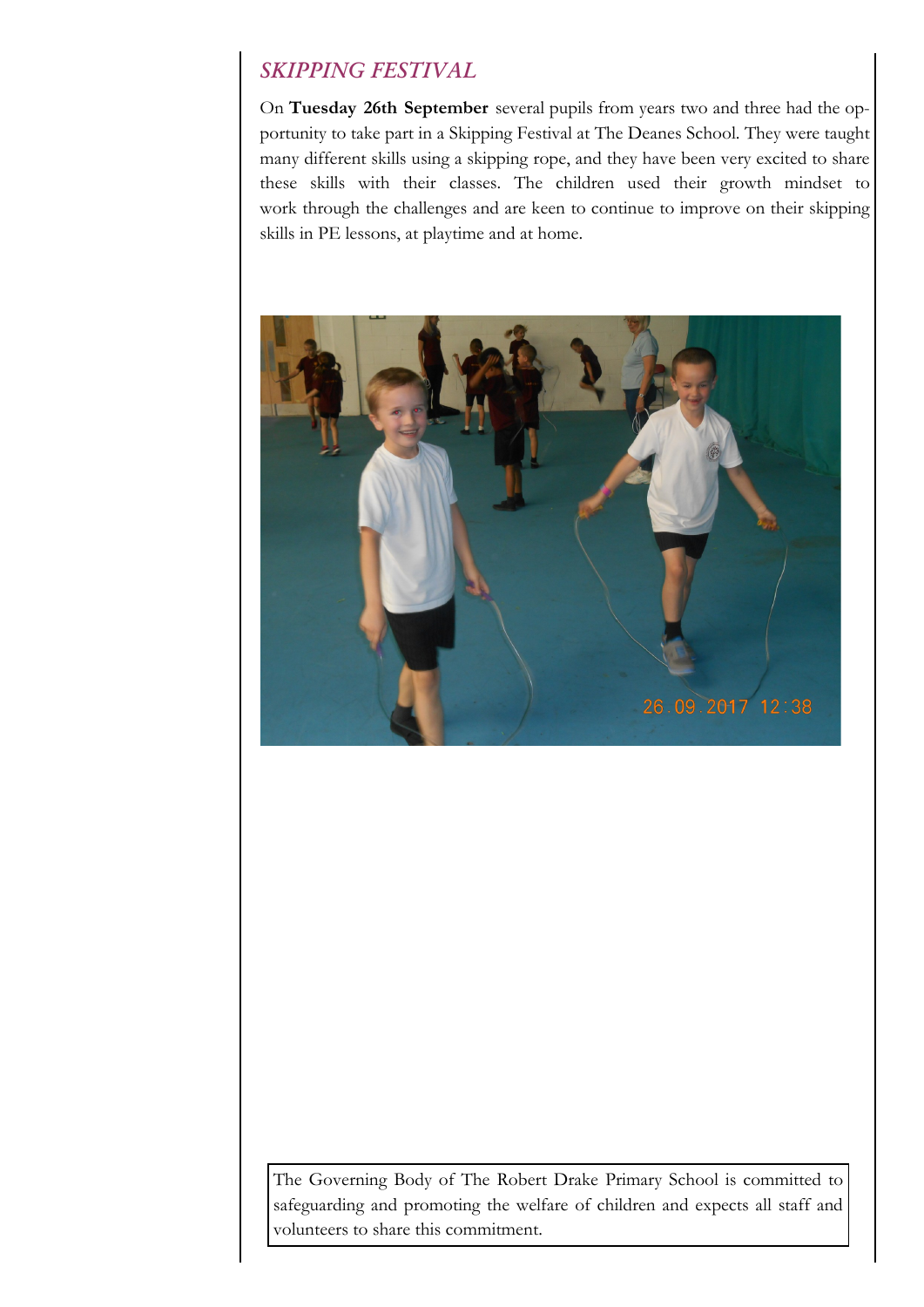## *SKIPPING FESTIVAL*

On **Tuesday 26th September** several pupils from years two and three had the opportunity to take part in a Skipping Festival at The Deanes School. They were taught many different skills using a skipping rope, and they have been very excited to share these skills with their classes. The children used their growth mindset to work through the challenges and are keen to continue to improve on their skipping skills in PE lessons, at playtime and at home.

The Governing Body of The Robert Drake Primary School is committed to safeguarding and promoting the welfare of children and expects all staff and volunteers to share this commitment.